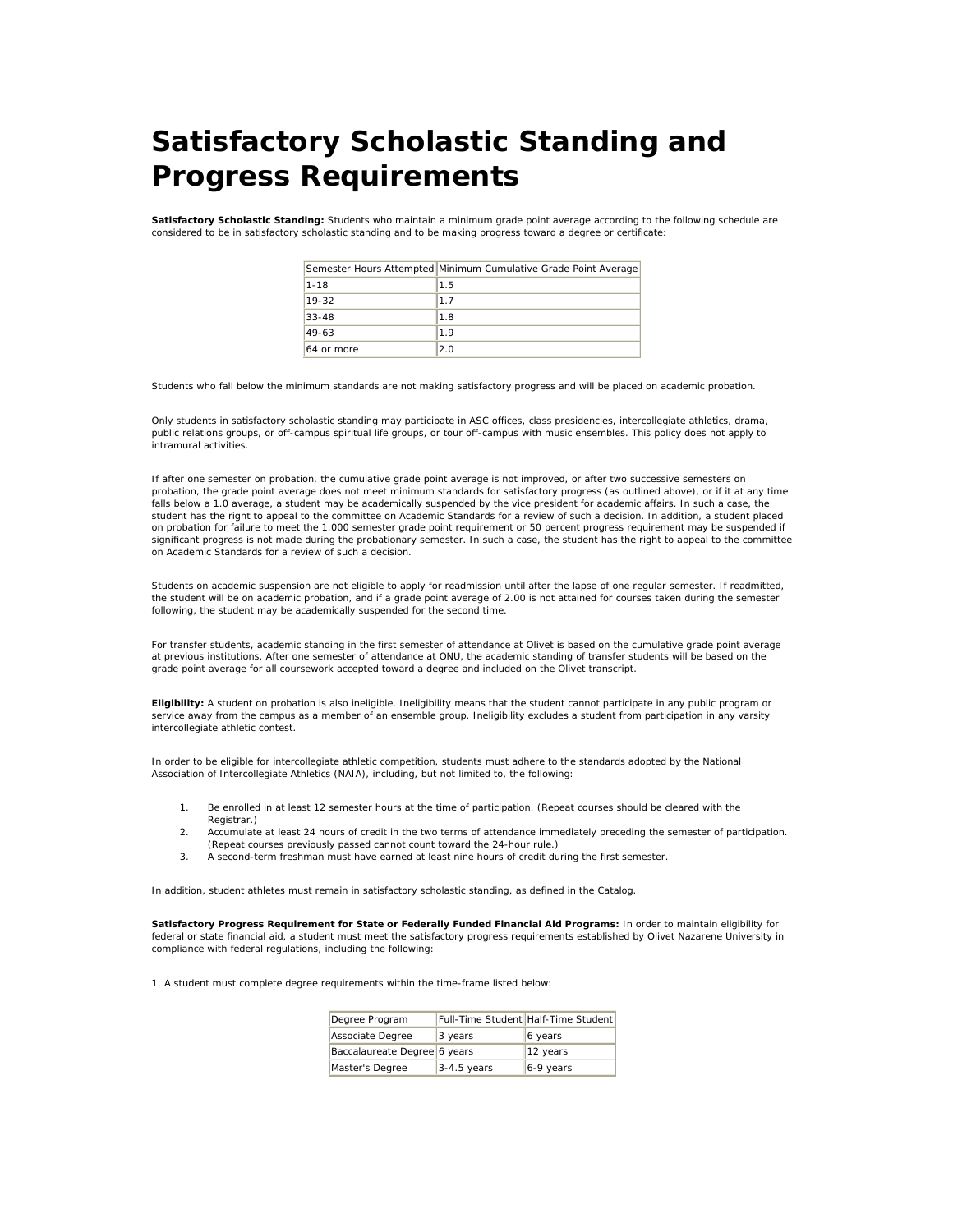# Satisfactory Scholastic Standing and Progress Requirements

**Satisfactory Scholastic Standing:** Students who maintain a minimum grade point average according to the following schedule are considered to be in satisfactory scholastic standing and to be making progress toward a degree or certificate:

| Semester Hours Attempted | Minimum Cumulative Grade Point Average |
|---|---|
| 1-18 | 1.5 |
| 19-32 | 1.7 |
| 33-48 | 1.8 |
| 49-63 | 1.9 |
| 64 or more | 2.0 |

Students who fall below the minimum standards are not making satisfactory progress and will be placed on academic probation.

Only students in satisfactory scholastic standing may participate in ASC offices, class presidencies, intercollegiate athletics, drama, public relations groups, or off-campus spiritual life groups, or tour off-campus with music ensembles. This policy does not apply to intramural activities.

If after one semester on probation, the cumulative grade point average is not improved, or after two successive semesters on probation, the grade point average does not meet minimum standards for satisfactory progress (as outlined above), or if it at any time falls below a 1.0 average, a student may be academically suspended by the vice president for academic affairs. In such a case, the student has the right to appeal to the committee on Academic Standards for a review of such a decision. In addition, a student placed on probation for failure to meet the 1.000 semester grade point requirement or 50 percent progress requirement may be suspended if significant progress is not made during the probationary semester. In such a case, the student has the right to appeal to the committee on Academic Standards for a review of such a decision.

Students on academic suspension are not eligible to apply for readmission until after the lapse of one regular semester. If readmitted, the student will be on academic probation, and if a grade point average of 2.00 is not attained for courses taken during the semester following, the student may be academically suspended for the second time.

For transfer students, academic standing in the first semester of attendance at Olivet is based on the cumulative grade point average at previous institutions. After one semester of attendance at ONU, the academic standing of transfer students will be based on the grade point average for all coursework accepted toward a degree and included on the Olivet transcript.

**Eligibility:** A student on probation is also ineligible. Ineligibility means that the student cannot participate in any public program or service away from the campus as a member of an ensemble group. Ineligibility excludes a student from participation in any varsity intercollegiate athletic contest.

In order to be eligible for intercollegiate athletic competition, students must adhere to the standards adopted by the National Association of Intercollegiate Athletics (NAIA), including, but not limited to, the following:

1. Be enrolled in at least 12 semester hours at the time of participation. (Repeat courses should be cleared with the Registrar.)
2. Accumulate at least 24 hours of credit in the two terms of attendance immediately preceding the semester of participation. (Repeat courses previously passed cannot count toward the 24-hour rule.)
3. A second-term freshman must have earned at least nine hours of credit during the first semester.

In addition, student athletes must remain in satisfactory scholastic standing, as defined in the Catalog.

**Satisfactory Progress Requirement for State or Federally Funded Financial Aid Programs:** In order to maintain eligibility for federal or state financial aid, a student must meet the satisfactory progress requirements established by Olivet Nazarene University in compliance with federal regulations, including the following:

1. A student must complete degree requirements within the time-frame listed below:

| Degree Program | Full-Time Student | Half-Time Student |
|---|---|---|
| Associate Degree | 3 years | 6 years |
| Baccalaureate Degree | 6 years | 12 years |
| Master's Degree | 3-4.5 years | 6-9 years |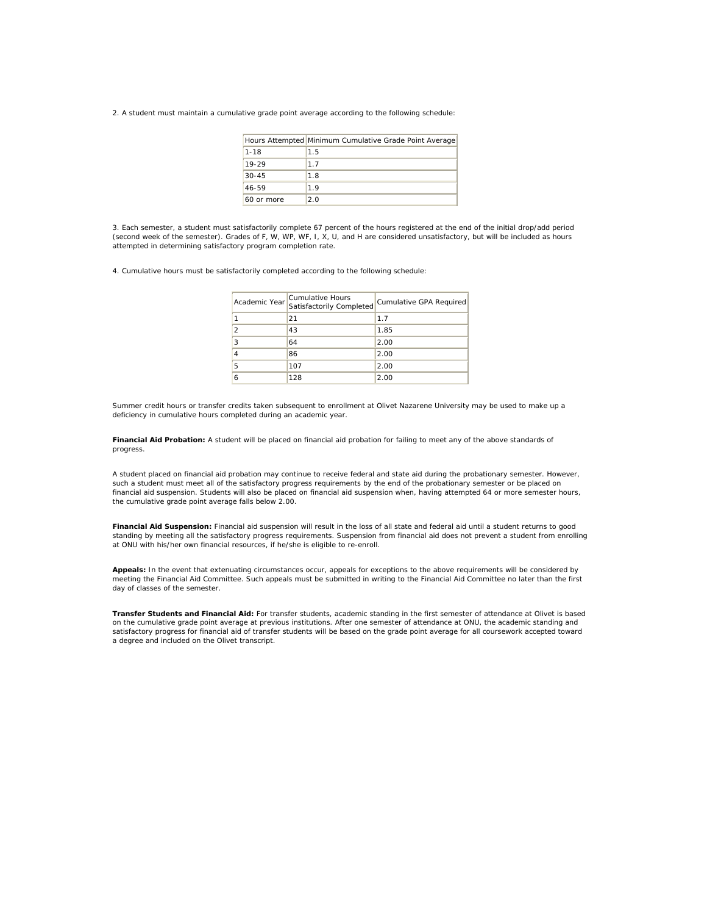2. A student must maintain a cumulative grade point average according to the following schedule:

| Hours Attempted | Minimum Cumulative Grade Point Average |
|---|---|
| 1-18 | 1.5 |
| 19-29 | 1.7 |
| 30-45 | 1.8 |
| 46-59 | 1.9 |
| 60 or more | 2.0 |

3. Each semester, a student must satisfactorily complete 67 percent of the hours registered at the end of the initial drop/add period (second week of the semester). Grades of F, W, WP, WF, I, X, U, and H are considered unsatisfactory, but will be included as hours attempted in determining satisfactory program completion rate.

4. Cumulative hours must be satisfactorily completed according to the following schedule:

| Academic Year | Cumulative Hours Satisfactorily Completed | Cumulative GPA Required |
|---|---|---|
| 1 | 21 | 1.7 |
| 2 | 43 | 1.85 |
| 3 | 64 | 2.00 |
| 4 | 86 | 2.00 |
| 5 | 107 | 2.00 |
| 6 | 128 | 2.00 |

Summer credit hours or transfer credits taken subsequent to enrollment at Olivet Nazarene University may be used to make up a deficiency in cumulative hours completed during an academic year.

**Financial Aid Probation:** A student will be placed on financial aid probation for failing to meet any of the above standards of progress.

A student placed on financial aid probation may continue to receive federal and state aid during the probationary semester. However, such a student must meet all of the satisfactory progress requirements by the end of the probationary semester or be placed on financial aid suspension. Students will also be placed on financial aid suspension when, having attempted 64 or more semester hours, the cumulative grade point average falls below 2.00.

**Financial Aid Suspension:** Financial aid suspension will result in the loss of all state and federal aid until a student returns to good standing by meeting all the satisfactory progress requirements. Suspension from financial aid does not prevent a student from enrolling at ONU with his/her own financial resources, if he/she is eligible to re-enroll.

**Appeals:** In the event that extenuating circumstances occur, appeals for exceptions to the above requirements will be considered by meeting the Financial Aid Committee. Such appeals must be submitted in writing to the Financial Aid Committee no later than the first day of classes of the semester.

**Transfer Students and Financial Aid:** For transfer students, academic standing in the first semester of attendance at Olivet is based on the cumulative grade point average at previous institutions. After one semester of attendance at ONU, the academic standing and satisfactory progress for financial aid of transfer students will be based on the grade point average for all coursework accepted toward a degree and included on the Olivet transcript.